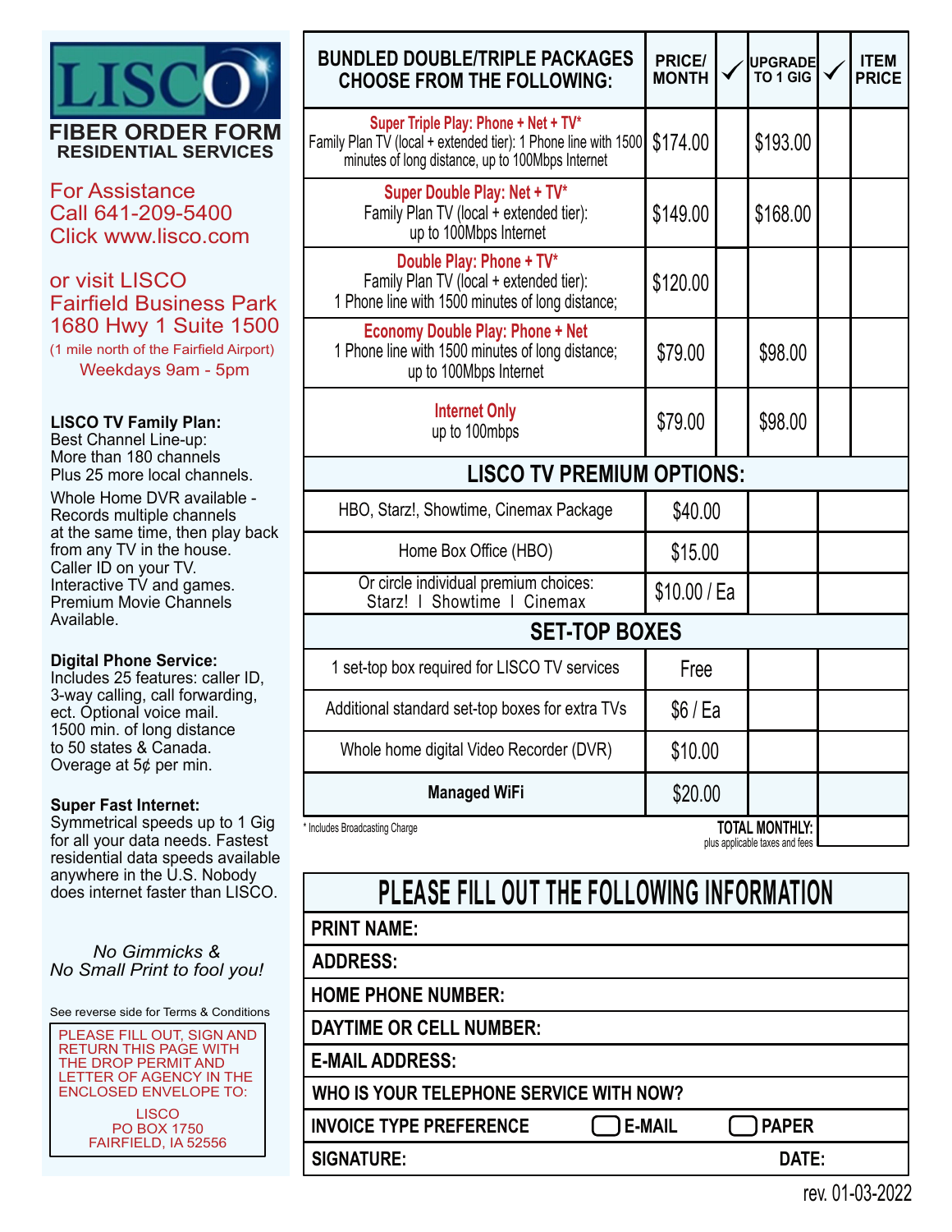# LISCO

## FIBER ORDER FORM
### RESIDENTIAL SERVICES

For Assistance
Call 641-209-5400
Click www.lisco.com

or visit LISCO
Fairfield Business Park
1680 Hwy 1 Suite 1500
(1 mile north of the Fairfield Airport)
Weekdays 9am - 5pm

**LISCO TV Family Plan:**
Best Channel Line-up:
More than 180 channels
Plus 25 more local channels.

Whole Home DVR available - Records multiple channels at the same time, then play back from any TV in the house.
Caller ID on your TV.
Interactive TV and games.
Premium Movie Channels Available.

**Digital Phone Service:**
Includes 25 features: caller ID, 3-way calling, call forwarding, ect. Optional voice mail.
1500 min. of long distance to 50 states & Canada.
Overage at 5¢ per min.

**Super Fast Internet:**
Symmetrical speeds up to 1 Gig for all your data needs. Fastest residential data speeds available anywhere in the U.S. Nobody does internet faster than LISCO.

*No Gimmicks &*
*No Small Print to fool you!*

See reverse side for Terms & Conditions

PLEASE FILL OUT, SIGN AND RETURN THIS PAGE WITH THE DROP PERMIT AND LETTER OF AGENCY IN THE ENCLOSED ENVELOPE TO:

LISCO
PO BOX 1750
FAIRFIELD, IA 52556

| BUNDLED DOUBLE/TRIPLE PACKAGES CHOOSE FROM THE FOLLOWING: | PRICE/ MONTH | ✓ | UPGRADE TO 1 GIG | ✓ | ITEM PRICE |
|---|---|---|---|---|---|
| **Super Triple Play: Phone + Net + TV*** Family Plan TV (local + extended tier): 1 Phone line with 1500 minutes of long distance, up to 100Mbps Internet | $174.00 | | $193.00 | | |
| **Super Double Play: Net + TV*** Family Plan TV (local + extended tier): up to 100Mbps Internet | $149.00 | | $168.00 | | |
| **Double Play: Phone + TV*** Family Plan TV (local + extended tier): 1 Phone line with 1500 minutes of long distance; | $120.00 | | | | |
| **Economy Double Play: Phone + Net** 1 Phone line with 1500 minutes of long distance; up to 100Mbps Internet | $79.00 | | $98.00 | | |
| **Internet Only** up to 100mbps | $79.00 | | $98.00 | | |
| **LISCO TV PREMIUM OPTIONS:** | | | | | |
| HBO, Starz!, Showtime, Cinemax Package | $40.00 | | | | |
| Home Box Office (HBO) | $15.00 | | | | |
| Or circle individual premium choices: Starz! I Showtime I Cinemax | $10.00 / Ea | | | | |
| **SET-TOP BOXES** | | | | | |
| 1 set-top box required for LISCO TV services | Free | | | | |
| Additional standard set-top boxes for extra TVs | $6 / Ea | | | | |
| Whole home digital Video Recorder (DVR) | $10.00 | | | | |
| **Managed WiFi** | $20.00 | | | | |
| | | | | **TOTAL MONTHLY:** plus applicable taxes and fees | |

\* Includes Broadcasting Charge

## PLEASE FILL OUT THE FOLLOWING INFORMATION

| |
|---|
| **PRINT NAME:** |
| **ADDRESS:** |
| **HOME PHONE NUMBER:** |
| **DAYTIME OR CELL NUMBER:** |
| **E-MAIL ADDRESS:** |
| **WHO IS YOUR TELEPHONE SERVICE WITH NOW?** |
| **INVOICE TYPE PREFERENCE** ☐ **E-MAIL** ☐ **PAPER** |
| **SIGNATURE:** **DATE:** |

rev. 01-03-2022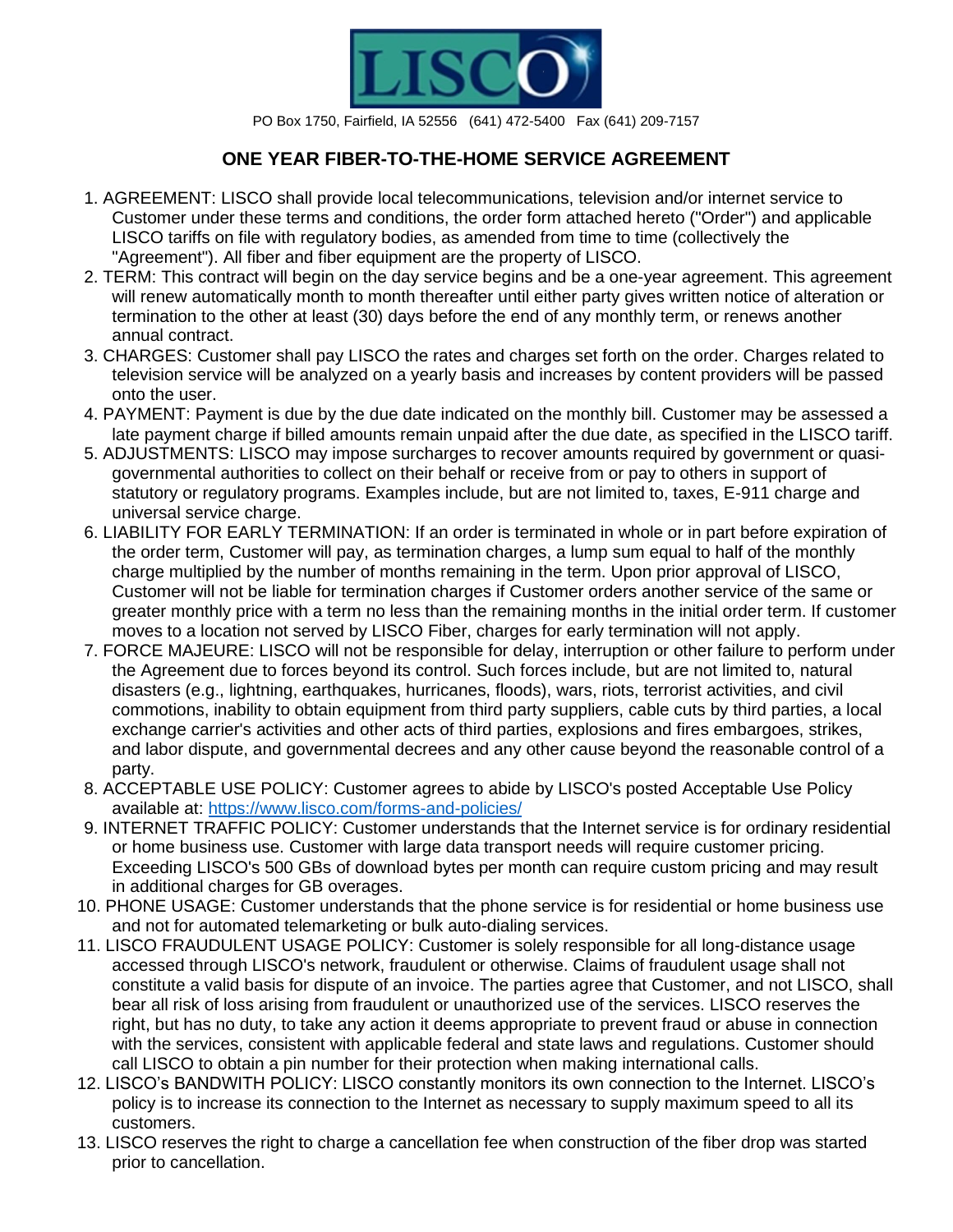LISCO

PO Box 1750, Fairfield, IA 52556 (641) 472-5400 Fax (641) 209-7157

## ONE YEAR FIBER-TO-THE-HOME SERVICE AGREEMENT

1. AGREEMENT: LISCO shall provide local telecommunications, television and/or internet service to Customer under these terms and conditions, the order form attached hereto ("Order") and applicable LISCO tariffs on file with regulatory bodies, as amended from time to time (collectively the "Agreement"). All fiber and fiber equipment are the property of LISCO.
2. TERM: This contract will begin on the day service begins and be a one-year agreement. This agreement will renew automatically month to month thereafter until either party gives written notice of alteration or termination to the other at least (30) days before the end of any monthly term, or renews another annual contract.
3. CHARGES: Customer shall pay LISCO the rates and charges set forth on the order. Charges related to television service will be analyzed on a yearly basis and increases by content providers will be passed onto the user.
4. PAYMENT: Payment is due by the due date indicated on the monthly bill. Customer may be assessed a late payment charge if billed amounts remain unpaid after the due date, as specified in the LISCO tariff.
5. ADJUSTMENTS: LISCO may impose surcharges to recover amounts required by government or quasi-governmental authorities to collect on their behalf or receive from or pay to others in support of statutory or regulatory programs. Examples include, but are not limited to, taxes, E-911 charge and universal service charge.
6. LIABILITY FOR EARLY TERMINATION: If an order is terminated in whole or in part before expiration of the order term, Customer will pay, as termination charges, a lump sum equal to half of the monthly charge multiplied by the number of months remaining in the term. Upon prior approval of LISCO, Customer will not be liable for termination charges if Customer orders another service of the same or greater monthly price with a term no less than the remaining months in the initial order term. If customer moves to a location not served by LISCO Fiber, charges for early termination will not apply.
7. FORCE MAJEURE: LISCO will not be responsible for delay, interruption or other failure to perform under the Agreement due to forces beyond its control. Such forces include, but are not limited to, natural disasters (e.g., lightning, earthquakes, hurricanes, floods), wars, riots, terrorist activities, and civil commotions, inability to obtain equipment from third party suppliers, cable cuts by third parties, a local exchange carrier's activities and other acts of third parties, explosions and fires embargoes, strikes, and labor dispute, and governmental decrees and any other cause beyond the reasonable control of a party.
8. ACCEPTABLE USE POLICY: Customer agrees to abide by LISCO's posted Acceptable Use Policy available at: https://www.lisco.com/forms-and-policies/
9. INTERNET TRAFFIC POLICY: Customer understands that the Internet service is for ordinary residential or home business use. Customer with large data transport needs will require customer pricing. Exceeding LISCO's 500 GBs of download bytes per month can require custom pricing and may result in additional charges for GB overages.
10. PHONE USAGE: Customer understands that the phone service is for residential or home business use and not for automated telemarketing or bulk auto-dialing services.
11. LISCO FRAUDULENT USAGE POLICY: Customer is solely responsible for all long-distance usage accessed through LISCO's network, fraudulent or otherwise. Claims of fraudulent usage shall not constitute a valid basis for dispute of an invoice. The parties agree that Customer, and not LISCO, shall bear all risk of loss arising from fraudulent or unauthorized use of the services. LISCO reserves the right, but has no duty, to take any action it deems appropriate to prevent fraud or abuse in connection with the services, consistent with applicable federal and state laws and regulations. Customer should call LISCO to obtain a pin number for their protection when making international calls.
12. LISCO's BANDWITH POLICY: LISCO constantly monitors its own connection to the Internet. LISCO's policy is to increase its connection to the Internet as necessary to supply maximum speed to all its customers.
13. LISCO reserves the right to charge a cancellation fee when construction of the fiber drop was started prior to cancellation.